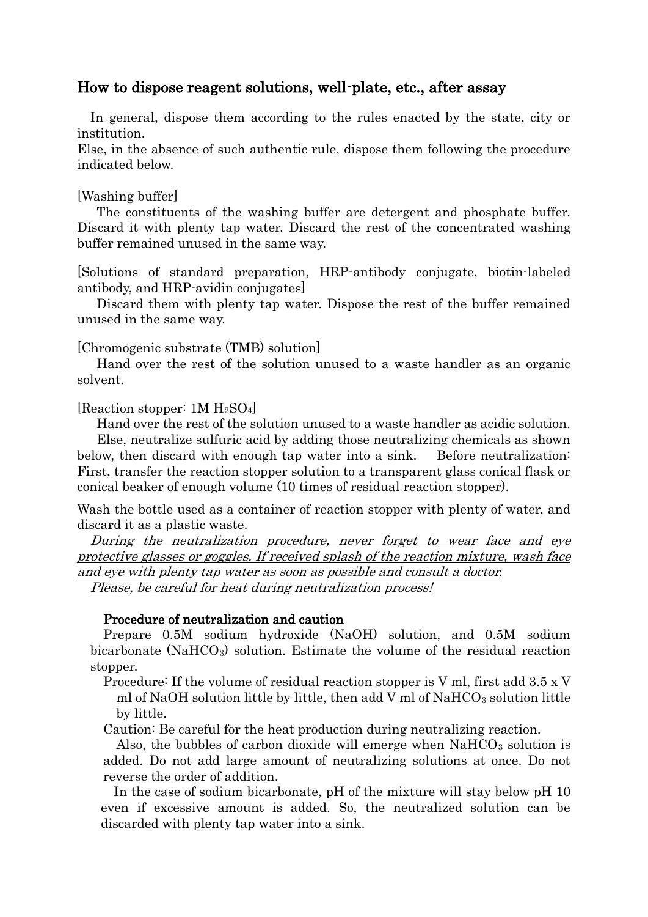## How to dispose reagent solutions, well-plate, etc., after assay

In general, dispose them according to the rules enacted by the state, city or institution.
Else, in the absence of such authentic rule, dispose them following the procedure indicated below.

[Washing buffer]

The constituents of the washing buffer are detergent and phosphate buffer. Discard it with plenty tap water. Discard the rest of the concentrated washing buffer remained unused in the same way.

[Solutions of standard preparation, HRP-antibody conjugate, biotin-labeled antibody, and HRP-avidin conjugates]

Discard them with plenty tap water. Dispose the rest of the buffer remained unused in the same way.

[Chromogenic substrate (TMB) solution]

Hand over the rest of the solution unused to a waste handler as an organic solvent.

[Reaction stopper: 1M $H_2SO_4$]

Hand over the rest of the solution unused to a waste handler as acidic solution.

Else, neutralize sulfuric acid by adding those neutralizing chemicals as shown below, then discard with enough tap water into a sink. Before neutralization: First, transfer the reaction stopper solution to a transparent glass conical flask or conical beaker of enough volume (10 times of residual reaction stopper).

Wash the bottle used as a container of reaction stopper with plenty of water, and discard it as a plastic waste.

*During the neutralization procedure, never forget to wear face and eye protective glasses or goggles. If received splash of the reaction mixture, wash face and eye with plenty tap water as soon as possible and consult a doctor.*

*Please, be careful for heat during neutralization process!*

### Procedure of neutralization and caution

Prepare 0.5M sodium hydroxide (NaOH) solution, and 0.5M sodium bicarbonate ($NaHCO_3$) solution. Estimate the volume of the residual reaction stopper.

Procedure: If the volume of residual reaction stopper is V ml, first add 3.5 x V ml of NaOH solution little by little, then add V ml of $NaHCO_3$ solution little by little.

Caution: Be careful for the heat production during neutralizing reaction.

Also, the bubbles of carbon dioxide will emerge when $NaHCO_3$ solution is added. Do not add large amount of neutralizing solutions at once. Do not reverse the order of addition.

In the case of sodium bicarbonate, pH of the mixture will stay below pH 10 even if excessive amount is added. So, the neutralized solution can be discarded with plenty tap water into a sink.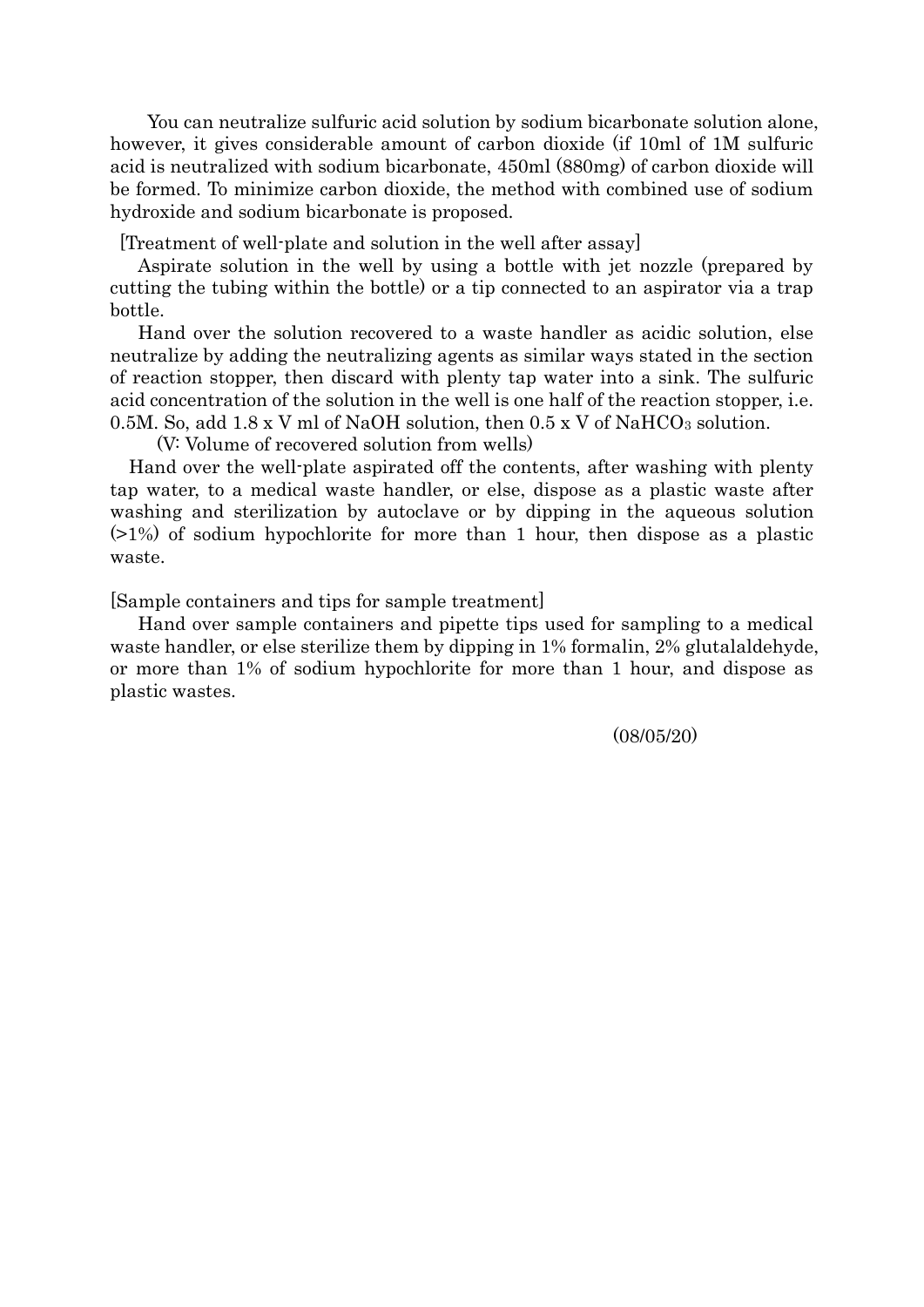You can neutralize sulfuric acid solution by sodium bicarbonate solution alone, however, it gives considerable amount of carbon dioxide (if 10ml of 1M sulfuric acid is neutralized with sodium bicarbonate, 450ml (880mg) of carbon dioxide will be formed. To minimize carbon dioxide, the method with combined use of sodium hydroxide and sodium bicarbonate is proposed.

[Treatment of well-plate and solution in the well after assay]

Aspirate solution in the well by using a bottle with jet nozzle (prepared by cutting the tubing within the bottle) or a tip connected to an aspirator via a trap bottle.

Hand over the solution recovered to a waste handler as acidic solution, else neutralize by adding the neutralizing agents as similar ways stated in the section of reaction stopper, then discard with plenty tap water into a sink. The sulfuric acid concentration of the solution in the well is one half of the reaction stopper, i.e. 0.5M. So, add 1.8 x V ml of NaOH solution, then 0.5 x V of $NaHCO_3$ solution.

(V: Volume of recovered solution from wells)

Hand over the well-plate aspirated off the contents, after washing with plenty tap water, to a medical waste handler, or else, dispose as a plastic waste after washing and sterilization by autoclave or by dipping in the aqueous solution (>1%) of sodium hypochlorite for more than 1 hour, then dispose as a plastic waste.

[Sample containers and tips for sample treatment]

Hand over sample containers and pipette tips used for sampling to a medical waste handler, or else sterilize them by dipping in 1% formalin, 2% glutalaldehyde, or more than 1% of sodium hypochlorite for more than 1 hour, and dispose as plastic wastes.

(08/05/20)